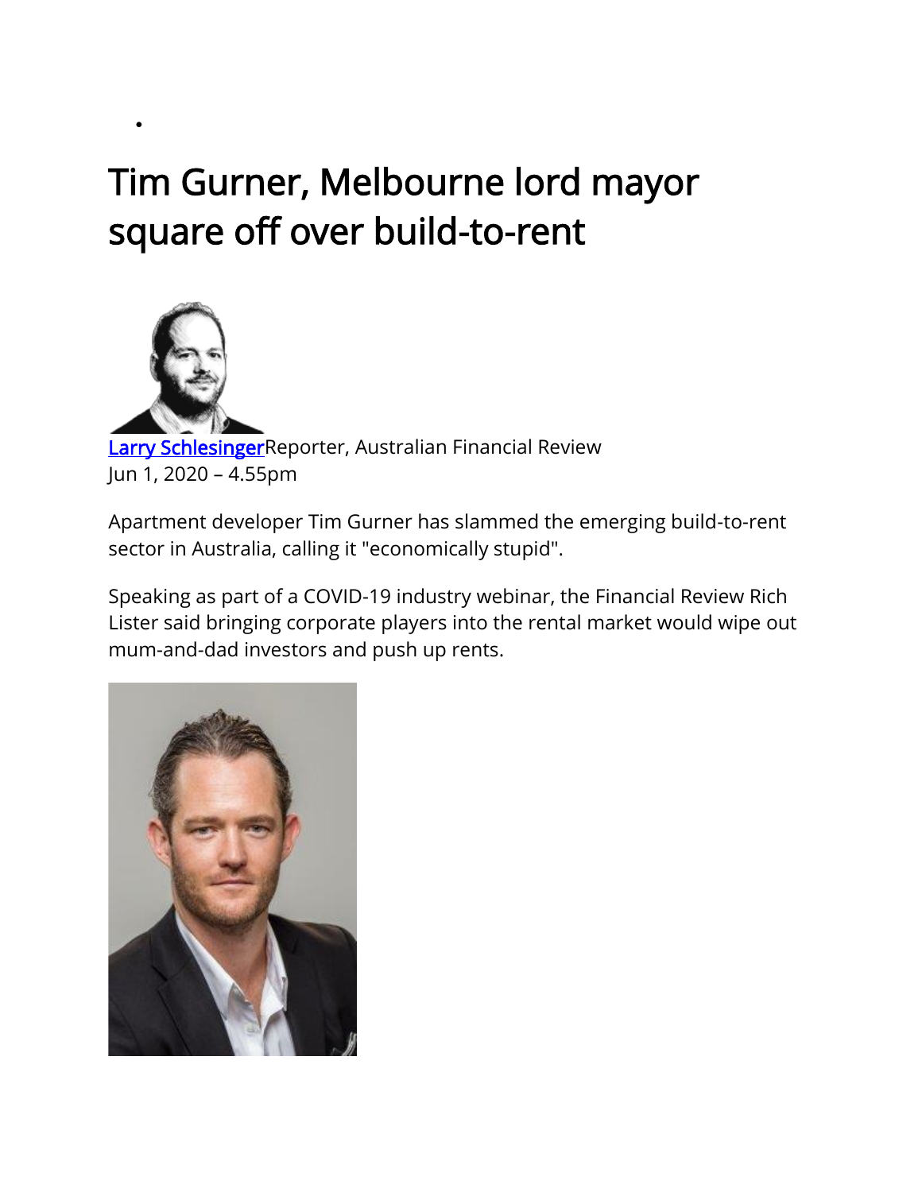# Tim Gurner, Melbourne lord mayor square off over build-to-rent

[Larry Schlesinger](#)Reporter, Australian Financial Review
Jun 1, 2020 – 4.55pm

Apartment developer Tim Gurner has slammed the emerging build-to-rent sector in Australia, calling it "economically stupid".

Speaking as part of a COVID-19 industry webinar, the Financial Review Rich Lister said bringing corporate players into the rental market would wipe out mum-and-dad investors and push up rents.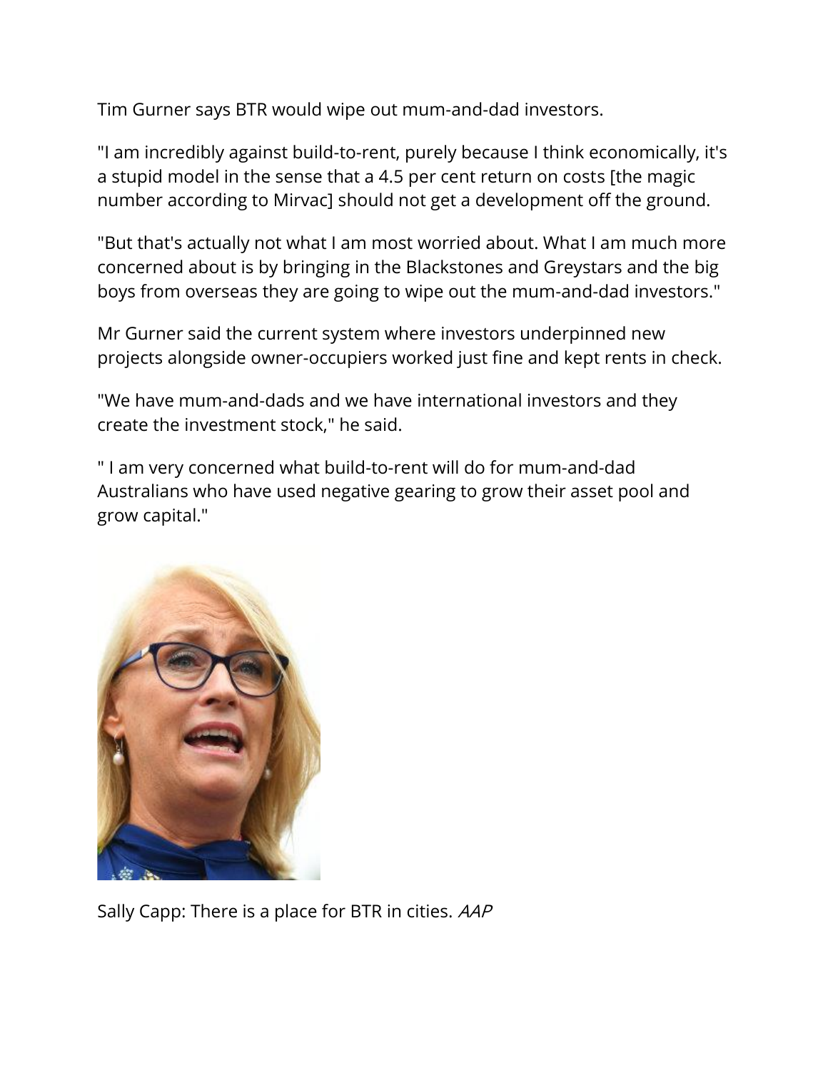Tim Gurner says BTR would wipe out mum-and-dad investors.

"I am incredibly against build-to-rent, purely because I think economically, it's a stupid model in the sense that a 4.5 per cent return on costs [the magic number according to Mirvac] should not get a development off the ground.

"But that's actually not what I am most worried about. What I am much more concerned about is by bringing in the Blackstones and Greystars and the big boys from overseas they are going to wipe out the mum-and-dad investors."

Mr Gurner said the current system where investors underpinned new projects alongside owner-occupiers worked just fine and kept rents in check.

"We have mum-and-dads and we have international investors and they create the investment stock," he said.

" I am very concerned what build-to-rent will do for mum-and-dad Australians who have used negative gearing to grow their asset pool and grow capital."

Sally Capp: There is a place for BTR in cities. *AAP*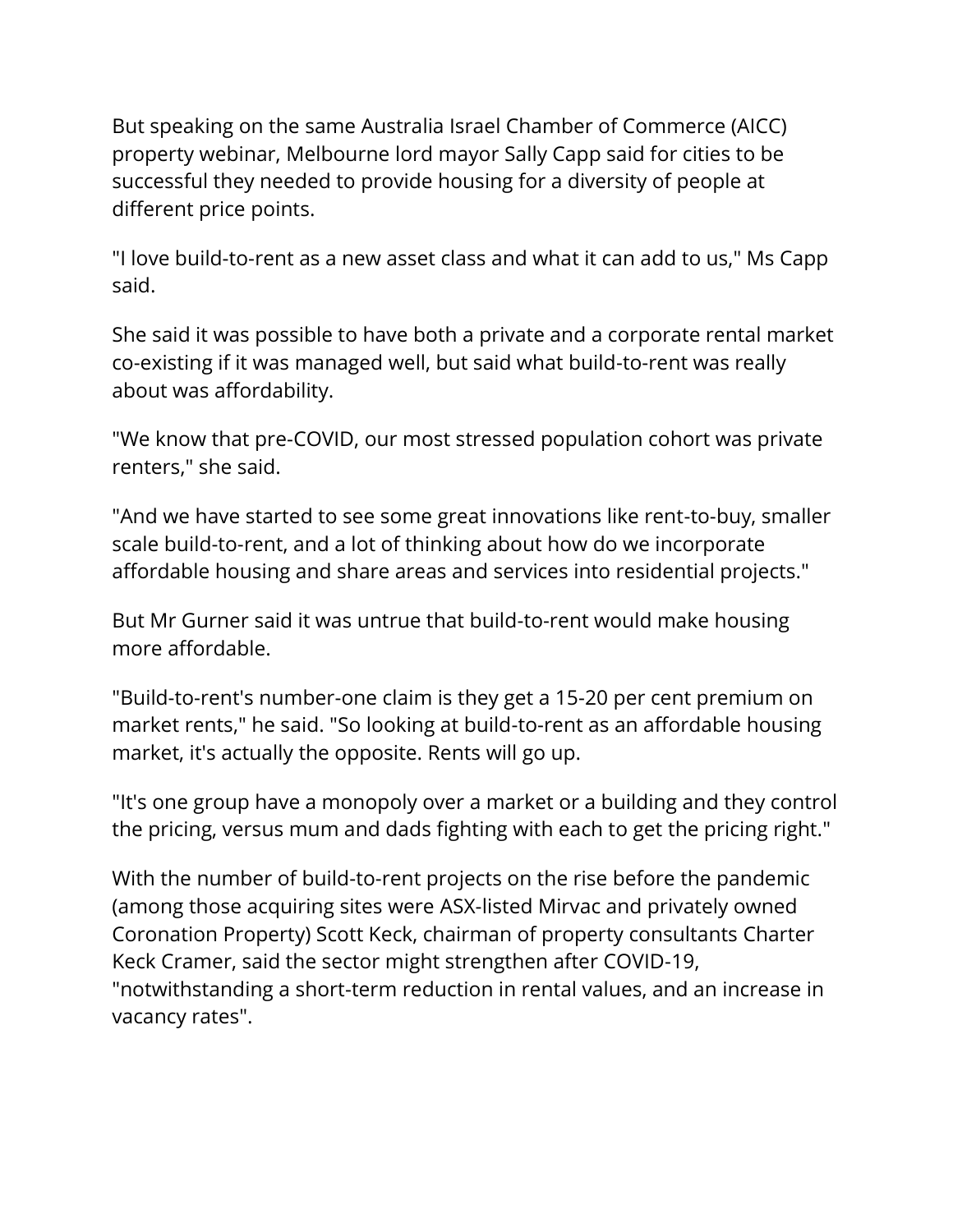But speaking on the same Australia Israel Chamber of Commerce (AICC) property webinar, Melbourne lord mayor Sally Capp said for cities to be successful they needed to provide housing for a diversity of people at different price points.

"I love build-to-rent as a new asset class and what it can add to us," Ms Capp said.

She said it was possible to have both a private and a corporate rental market co-existing if it was managed well, but said what build-to-rent was really about was affordability.

"We know that pre-COVID, our most stressed population cohort was private renters," she said.

"And we have started to see some great innovations like rent-to-buy, smaller scale build-to-rent, and a lot of thinking about how do we incorporate affordable housing and share areas and services into residential projects."

But Mr Gurner said it was untrue that build-to-rent would make housing more affordable.

"Build-to-rent's number-one claim is they get a 15-20 per cent premium on market rents," he said. "So looking at build-to-rent as an affordable housing market, it's actually the opposite. Rents will go up.

"It's one group have a monopoly over a market or a building and they control the pricing, versus mum and dads fighting with each to get the pricing right."

With the number of build-to-rent projects on the rise before the pandemic (among those acquiring sites were ASX-listed Mirvac and privately owned Coronation Property) Scott Keck, chairman of property consultants Charter Keck Cramer, said the sector might strengthen after COVID-19, "notwithstanding a short-term reduction in rental values, and an increase in vacancy rates".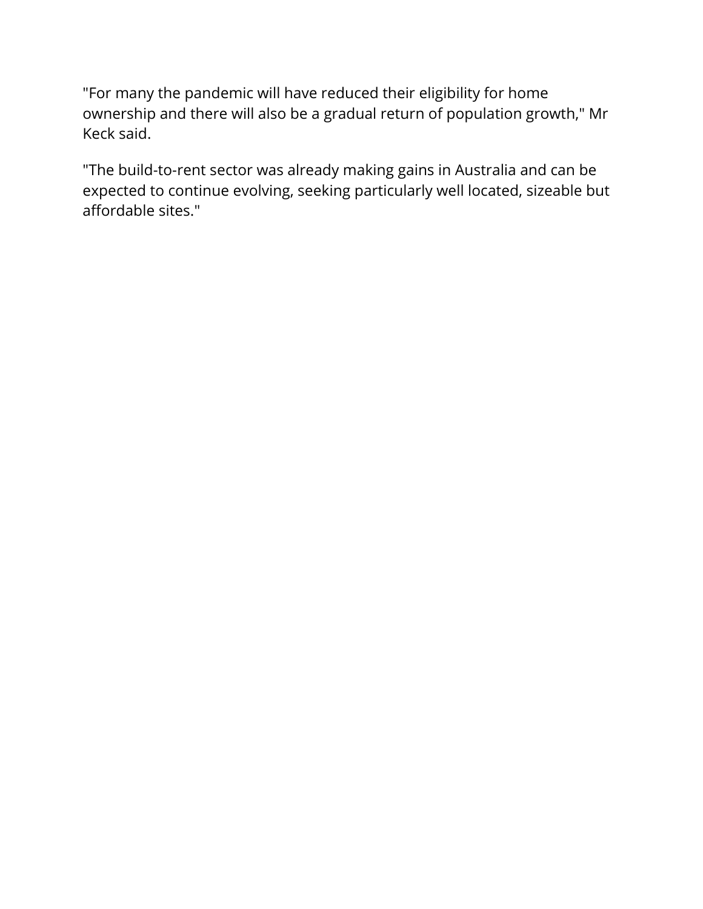"For many the pandemic will have reduced their eligibility for home ownership and there will also be a gradual return of population growth," Mr Keck said.

"The build-to-rent sector was already making gains in Australia and can be expected to continue evolving, seeking particularly well located, sizeable but affordable sites."